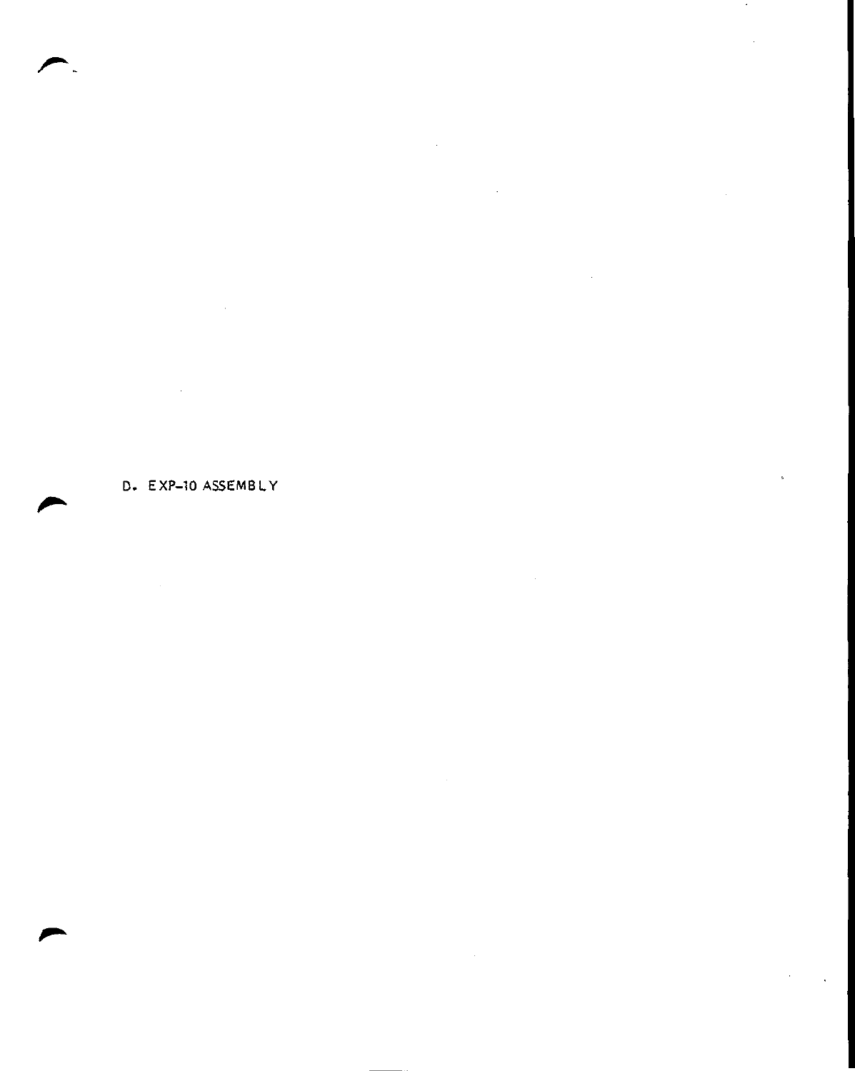## D. EXP-10 ASSEMBLY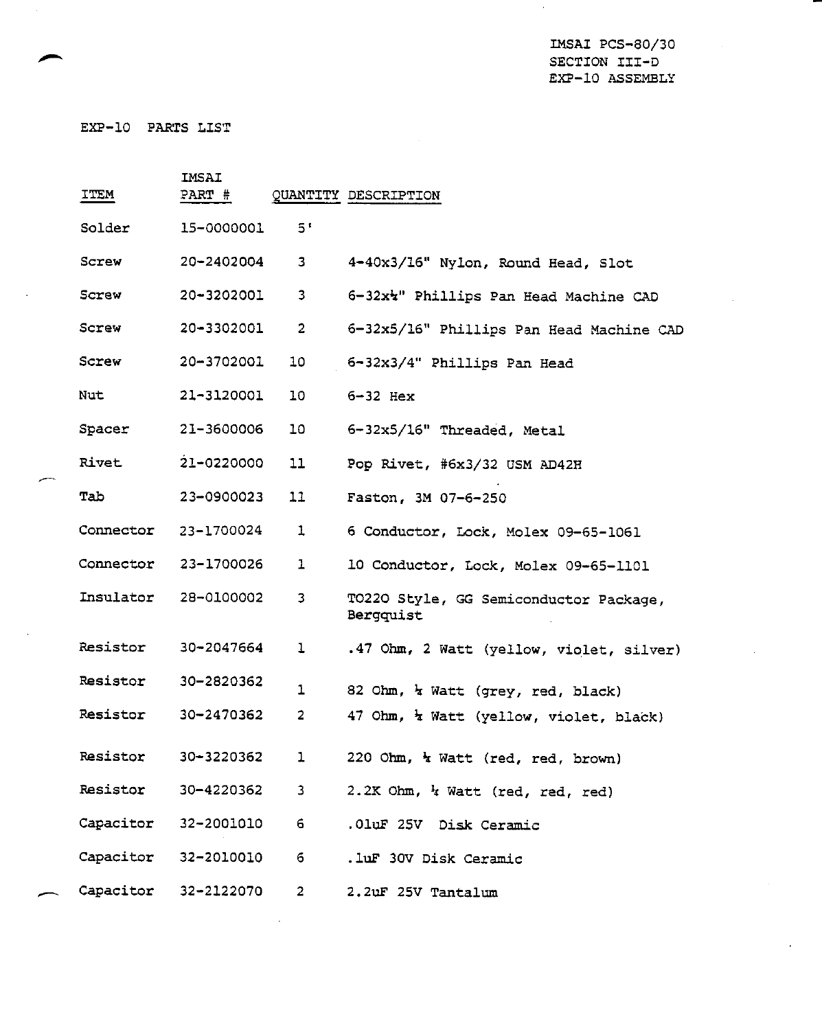IMSAI PCS-80/30
SECTION III-D
EXP-10 ASSEMBLY

# EXP-10 PARTS LIST

| ITEM | IMSAI PART # | QUANTITY | DESCRIPTION |
|---|---|---|---|
| Solder | 15-0000001 | 5' | |
| Screw | 20-2402004 | 3 | 4-40x3/16" Nylon, Round Head, Slot |
| Screw | 20-3202001 | 3 | 6-32x¼" Phillips Pan Head Machine CAD |
| Screw | 20-3302001 | 2 | 6-32x5/16" Phillips Pan Head Machine CAD |
| Screw | 20-3702001 | 10 | 6-32x3/4" Phillips Pan Head |
| Nut | 21-3120001 | 10 | 6-32 Hex |
| Spacer | 21-3600006 | 10 | 6-32x5/16" Threaded, Metal |
| Rivet | 21-0220000 | 11 | Pop Rivet, #6x3/32 USM AD42H |
| Tab | 23-0900023 | 11 | Faston, 3M 07-6-250 |
| Connector | 23-1700024 | 1 | 6 Conductor, Lock, Molex 09-65-1061 |
| Connector | 23-1700026 | 1 | 10 Conductor, Lock, Molex 09-65-1101 |
| Insulator | 28-0100002 | 3 | TO220 Style, GG Semiconductor Package, Bergquist |
| Resistor | 30-2047664 | 1 | .47 Ohm, 2 Watt (yellow, violet, silver) |
| Resistor | 30-2820362 | 1 | 82 Ohm, ¼ Watt (grey, red, black) |
| Resistor | 30-2470362 | 2 | 47 Ohm, ¼ Watt (yellow, violet, black) |
| Resistor | 30-3220362 | 1 | 220 Ohm, ¼ Watt (red, red, brown) |
| Resistor | 30-4220362 | 3 | 2.2K Ohm, ¼ Watt (red, red, red) |
| Capacitor | 32-2001010 | 6 | .01uF 25V Disk Ceramic |
| Capacitor | 32-2010010 | 6 | .1uF 30V Disk Ceramic |
| Capacitor | 32-2122070 | 2 | 2.2uF 25V Tantalum |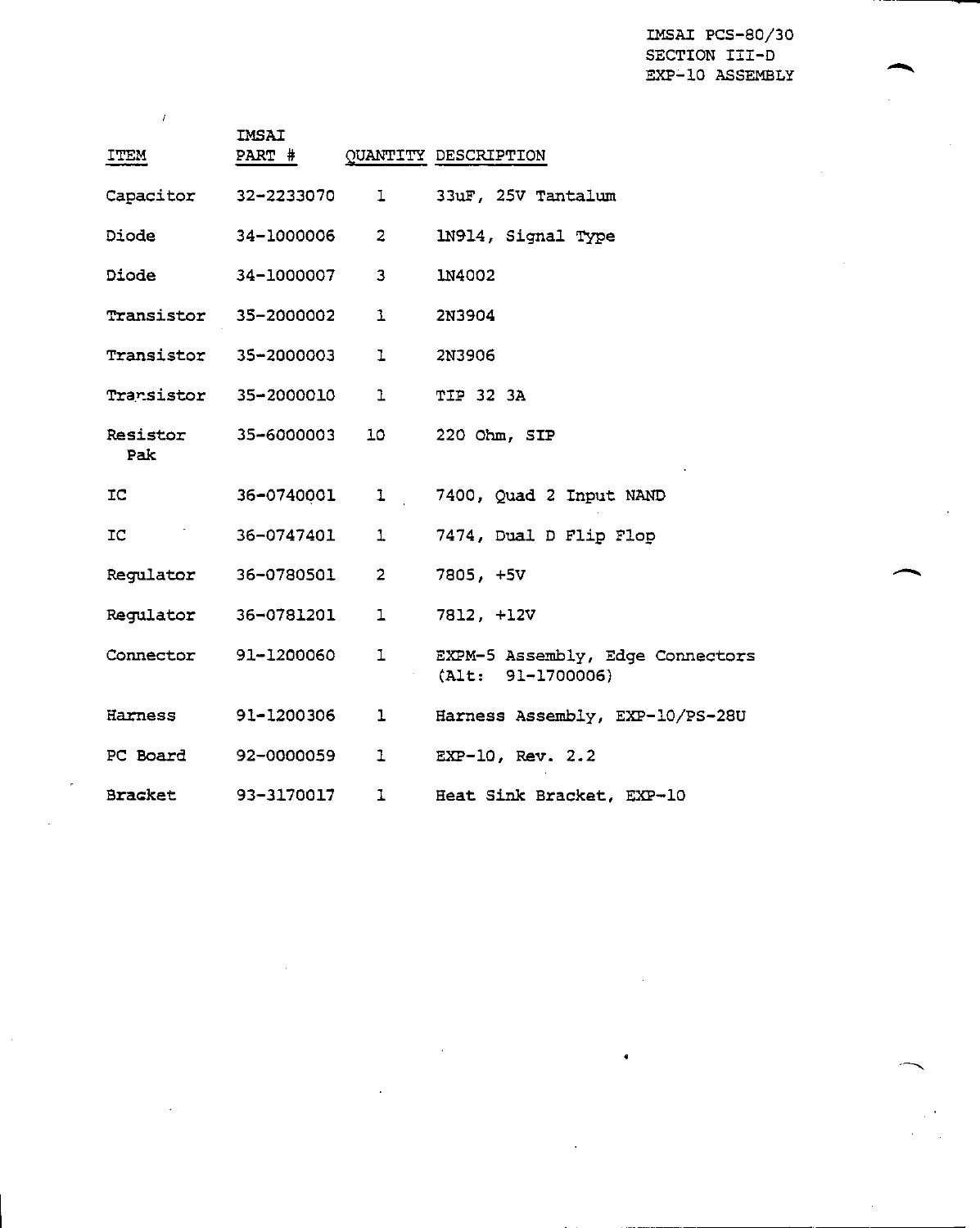IMSAI PCS-80/30
SECTION III-D
EXP-10 ASSEMBLY

| ITEM | IMSAI PART # | QUANTITY | DESCRIPTION |
|---|---|---|---|
| Capacitor | 32-2233070 | 1 | 33uF, 25V Tantalum |
| Diode | 34-1000006 | 2 | 1N914, Signal Type |
| Diode | 34-1000007 | 3 | 1N4002 |
| Transistor | 35-2000002 | 1 | 2N3904 |
| Transistor | 35-2000003 | 1 | 2N3906 |
| Transistor | 35-2000010 | 1 | TIP 32 3A |
| Resistor Pak | 35-6000003 | 10 | 220 Ohm, SIP |
| IC | 36-0740001 | 1 | 7400, Quad 2 Input NAND |
| IC | 36-0747401 | 1 | 7474, Dual D Flip Flop |
| Regulator | 36-0780501 | 2 | 7805, +5V |
| Regulator | 36-0781201 | 1 | 7812, +12V |
| Connector | 91-1200060 | 1 | EXPM-5 Assembly, Edge Connectors (Alt: 91-1700006) |
| Harness | 91-1200306 | 1 | Harness Assembly, EXP-10/PS-28U |
| PC Board | 92-0000059 | 1 | EXP-10, Rev. 2.2 |
| Bracket | 93-3170017 | 1 | Heat Sink Bracket, EXP-10 |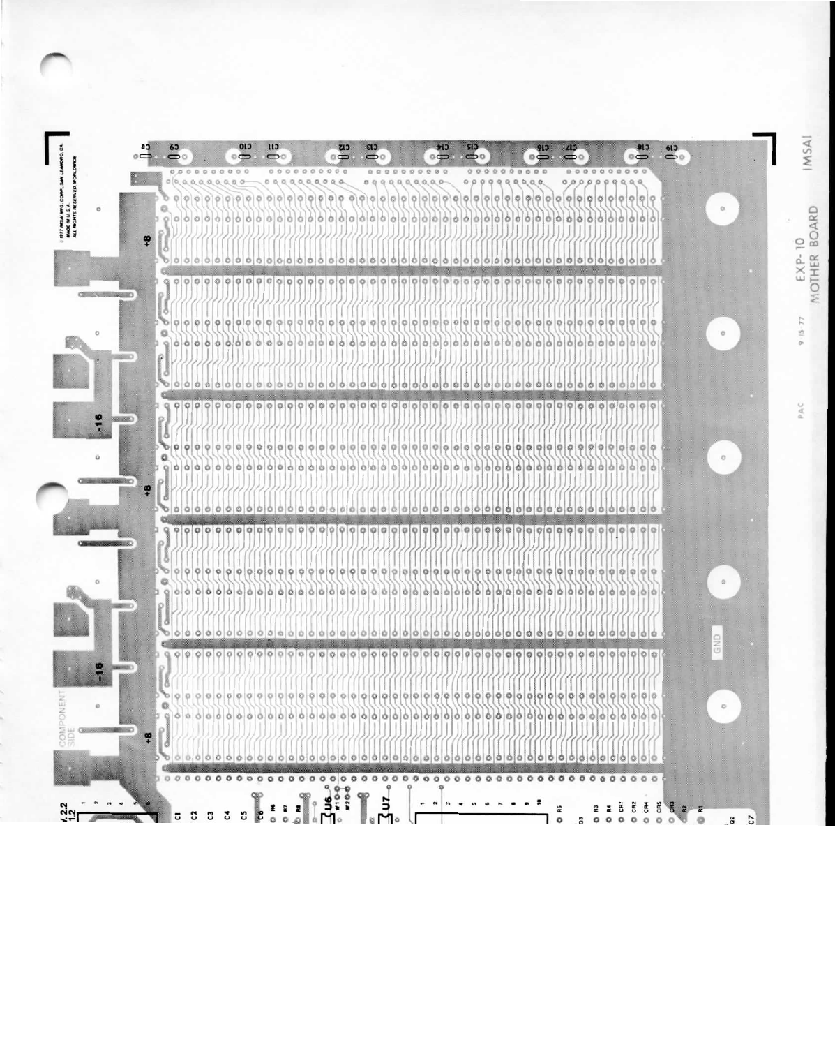© 1977 IMSAI MFG. CORP., SAN LEANDRO, CA.
MADE IN U.S.A.
ALL RIGHTS RESERVED WORLDWIDE

COMPONENT SIDE

+8

-16

+8

-16

+8

GND

EXP-10
MOTHER BOARD

9-15-77

PAC

IMSAI